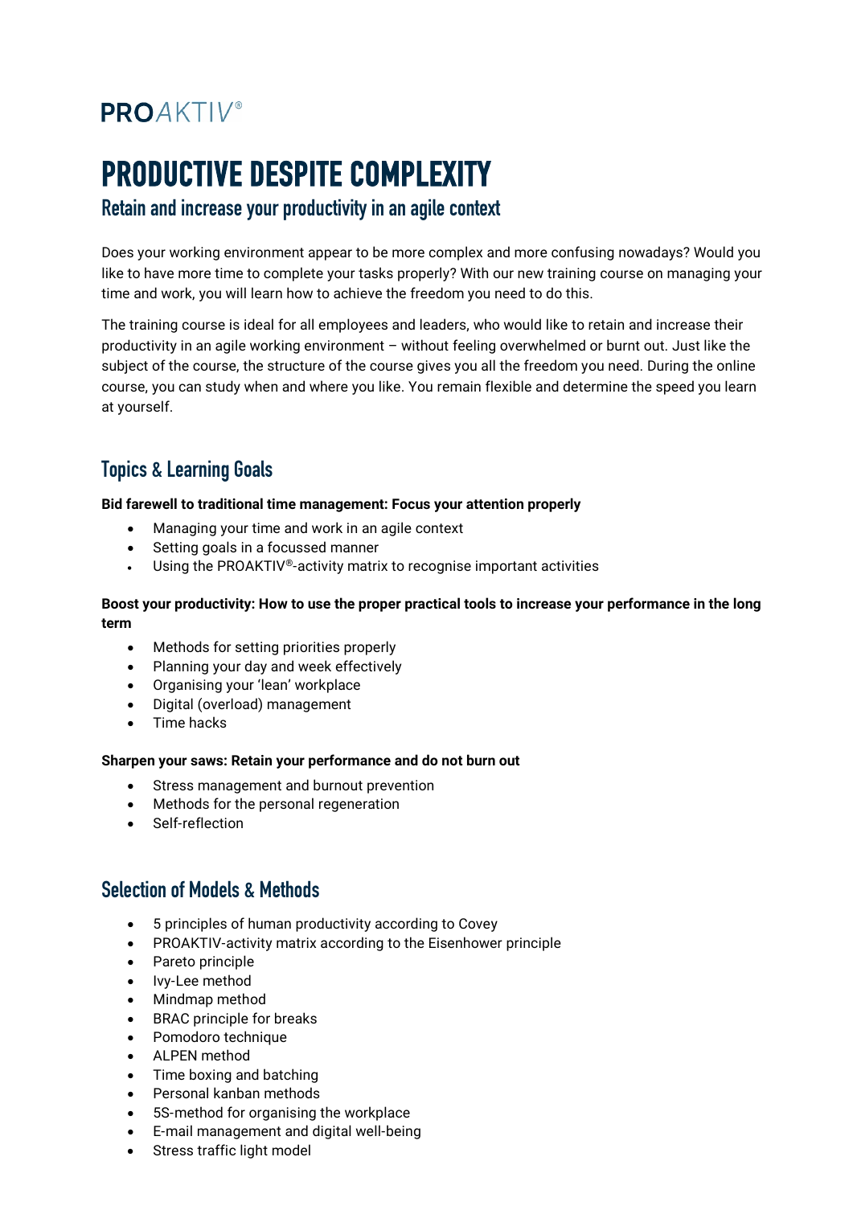PROAKTIV®

# PRODUCTIVE DESPITE COMPLEXITY

## Retain and increase your productivity in an agile context

Does your working environment appear to be more complex and more confusing nowadays? Would you like to have more time to complete your tasks properly? With our new training course on managing your time and work, you will learn how to achieve the freedom you need to do this.

The training course is ideal for all employees and leaders, who would like to retain and increase their productivity in an agile working environment – without feeling overwhelmed or burnt out. Just like the subject of the course, the structure of the course gives you all the freedom you need. During the online course, you can study when and where you like. You remain flexible and determine the speed you learn at yourself.

## Topics & Learning Goals

**Bid farewell to traditional time management: Focus your attention properly**

- Managing your time and work in an agile context
- Setting goals in a focussed manner
- Using the PROAKTIV®-activity matrix to recognise important activities

**Boost your productivity: How to use the proper practical tools to increase your performance in the long term**

- Methods for setting priorities properly
- Planning your day and week effectively
- Organising your 'lean' workplace
- Digital (overload) management
- Time hacks

**Sharpen your saws: Retain your performance and do not burn out**

- Stress management and burnout prevention
- Methods for the personal regeneration
- Self-reflection

## Selection of Models & Methods

- 5 principles of human productivity according to Covey
- PROAKTIV-activity matrix according to the Eisenhower principle
- Pareto principle
- Ivy-Lee method
- Mindmap method
- BRAC principle for breaks
- Pomodoro technique
- ALPEN method
- Time boxing and batching
- Personal kanban methods
- 5S-method for organising the workplace
- E-mail management and digital well-being
- Stress traffic light model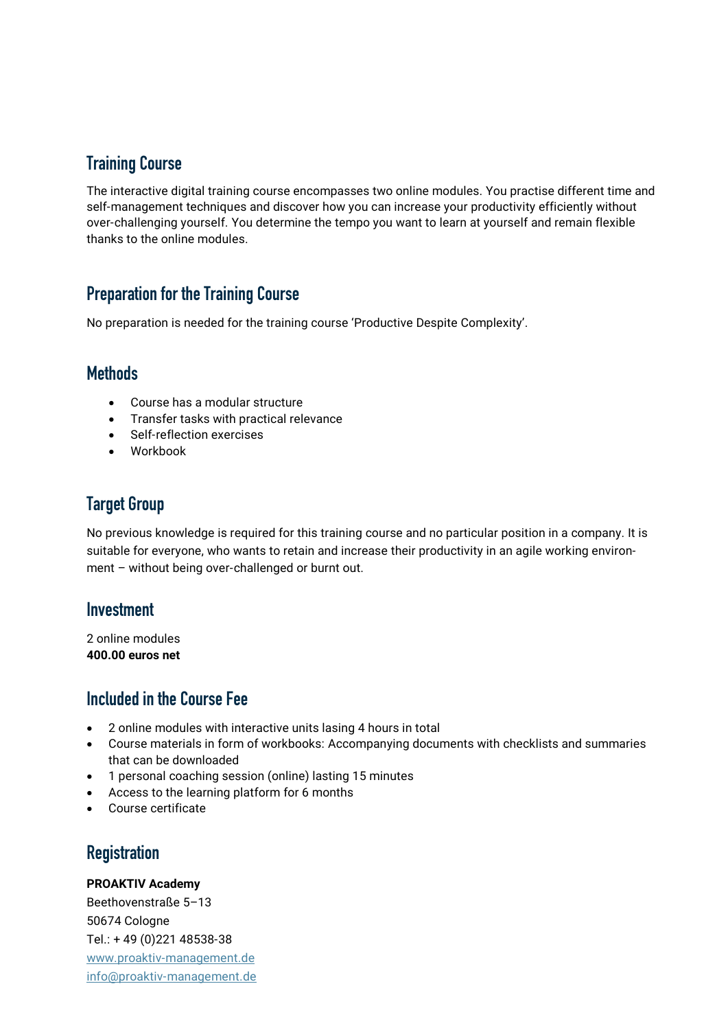## Training Course

The interactive digital training course encompasses two online modules. You practise different time and self-management techniques and discover how you can increase your productivity efficiently without over-challenging yourself. You determine the tempo you want to learn at yourself and remain flexible thanks to the online modules.

## Preparation for the Training Course

No preparation is needed for the training course 'Productive Despite Complexity'.

## Methods

- Course has a modular structure
- Transfer tasks with practical relevance
- Self-reflection exercises
- Workbook

## Target Group

No previous knowledge is required for this training course and no particular position in a company. It is suitable for everyone, who wants to retain and increase their productivity in an agile working environment – without being over-challenged or burnt out.

## Investment

2 online modules
**400.00 euros net**

## Included in the Course Fee

- 2 online modules with interactive units lasing 4 hours in total
- Course materials in form of workbooks: Accompanying documents with checklists and summaries that can be downloaded
- 1 personal coaching session (online) lasting 15 minutes
- Access to the learning platform for 6 months
- Course certificate

## Registration

**PROAKTIV Academy**
Beethovenstraße 5–13
50674 Cologne
Tel.: + 49 (0)221 48538-38
[www.proaktiv-management.de](http://www.proaktiv-management.de)
[info@proaktiv-management.de](mailto:info@proaktiv-management.de)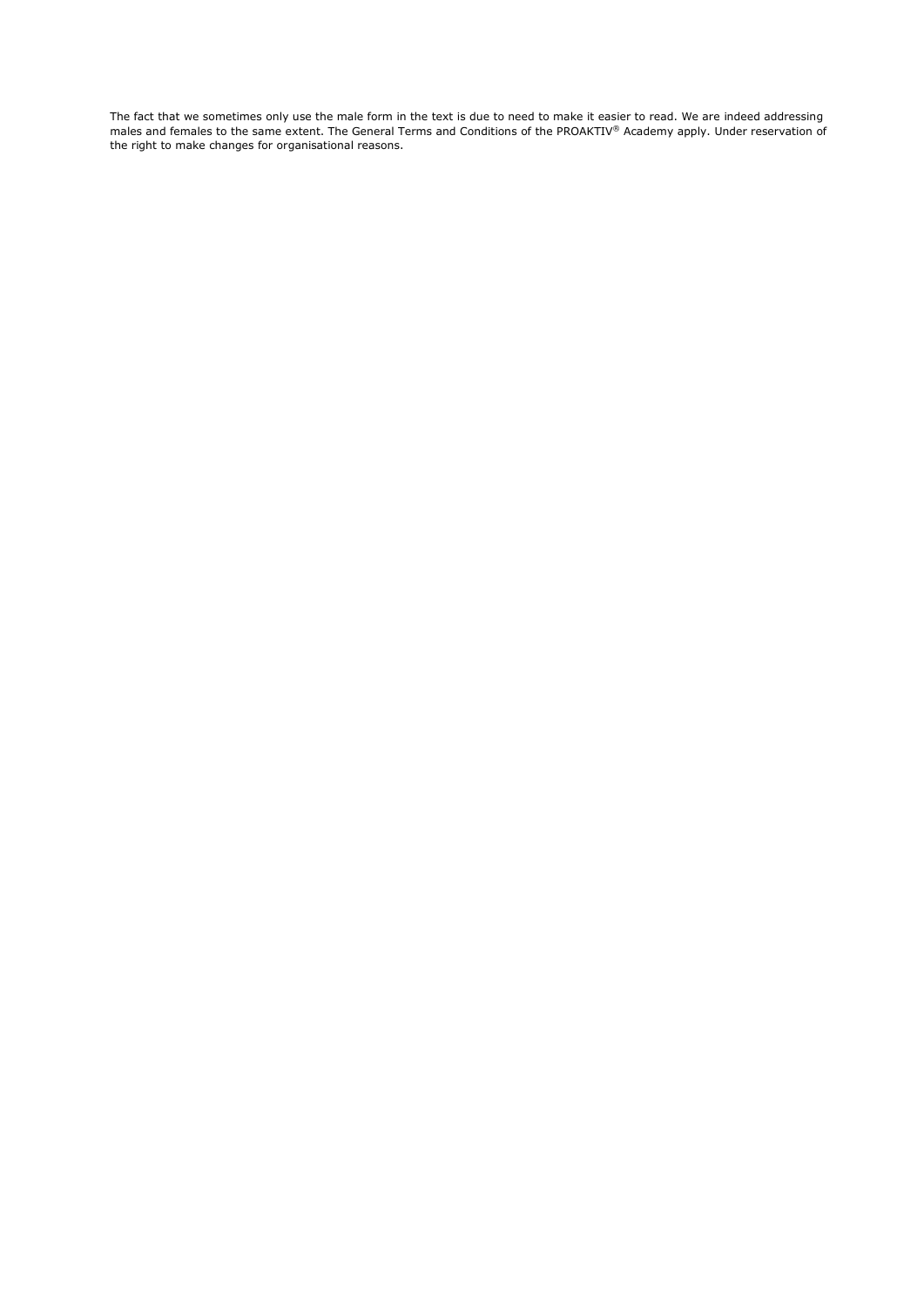The fact that we sometimes only use the male form in the text is due to need to make it easier to read. We are indeed addressing males and females to the same extent. The General Terms and Conditions of the PROAKTIV® Academy apply. Under reservation of the right to make changes for organisational reasons.